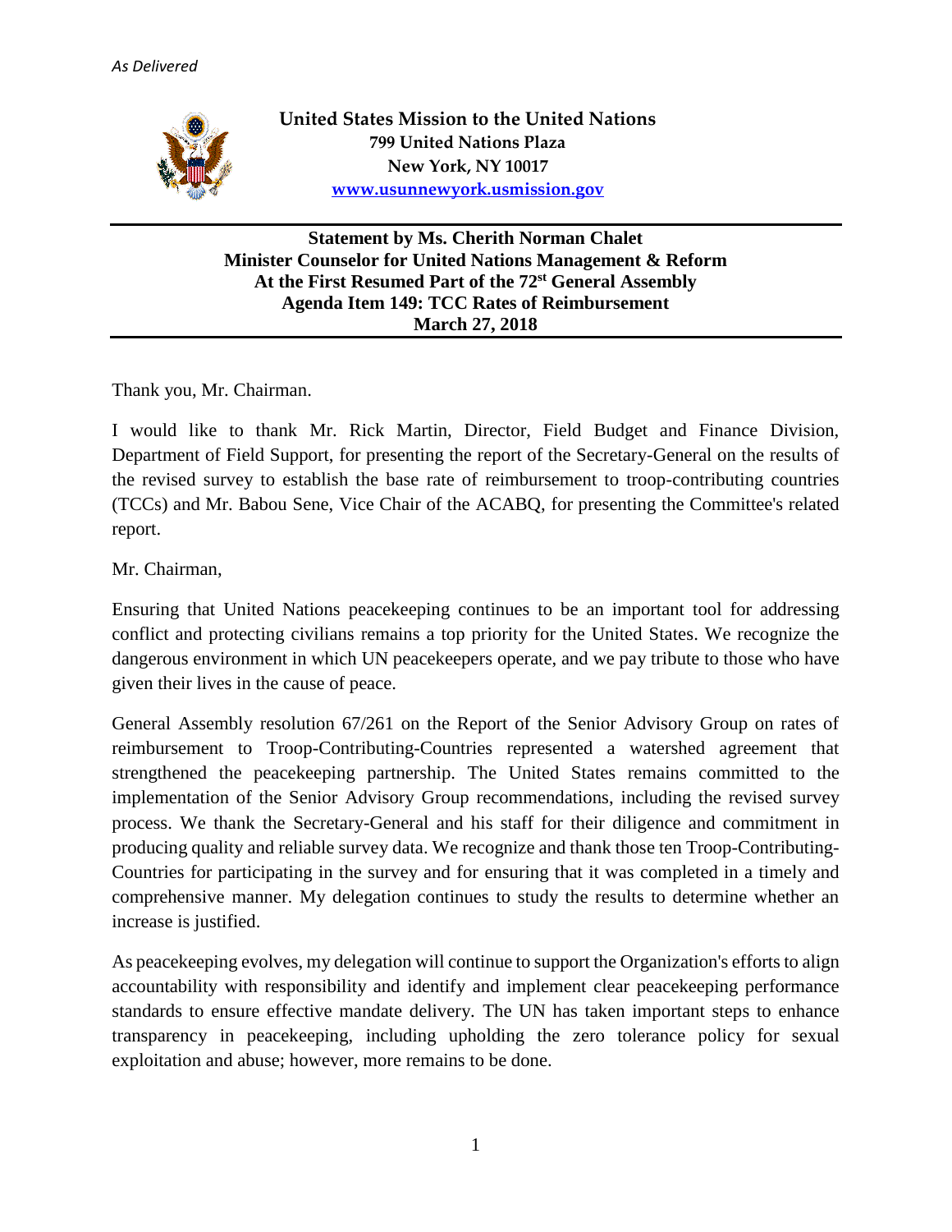*As Delivered*

**United States Mission to the United Nations**
**799 United Nations Plaza**
**New York, NY 10017**
**[www.usunnewyork.usmission.gov](http://www.usunnewyork.usmission.gov)**

---

**Statement by Ms. Cherith Norman Chalet**
**Minister Counselor for United Nations Management & Reform**
**At the First Resumed Part of the 72st General Assembly**
**Agenda Item 149: TCC Rates of Reimbursement**
**March 27, 2018**

---

Thank you, Mr. Chairman.

I would like to thank Mr. Rick Martin, Director, Field Budget and Finance Division, Department of Field Support, for presenting the report of the Secretary-General on the results of the revised survey to establish the base rate of reimbursement to troop-contributing countries (TCCs) and Mr. Babou Sene, Vice Chair of the ACABQ, for presenting the Committee's related report.

Mr. Chairman,

Ensuring that United Nations peacekeeping continues to be an important tool for addressing conflict and protecting civilians remains a top priority for the United States. We recognize the dangerous environment in which UN peacekeepers operate, and we pay tribute to those who have given their lives in the cause of peace.

General Assembly resolution 67/261 on the Report of the Senior Advisory Group on rates of reimbursement to Troop-Contributing-Countries represented a watershed agreement that strengthened the peacekeeping partnership. The United States remains committed to the implementation of the Senior Advisory Group recommendations, including the revised survey process. We thank the Secretary-General and his staff for their diligence and commitment in producing quality and reliable survey data. We recognize and thank those ten Troop-Contributing-Countries for participating in the survey and for ensuring that it was completed in a timely and comprehensive manner. My delegation continues to study the results to determine whether an increase is justified.

As peacekeeping evolves, my delegation will continue to support the Organization's efforts to align accountability with responsibility and identify and implement clear peacekeeping performance standards to ensure effective mandate delivery. The UN has taken important steps to enhance transparency in peacekeeping, including upholding the zero tolerance policy for sexual exploitation and abuse; however, more remains to be done.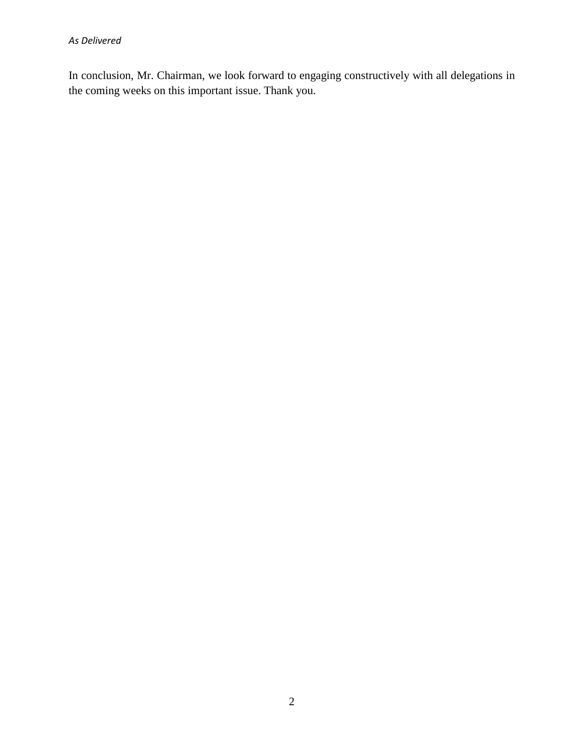In conclusion, Mr. Chairman, we look forward to engaging constructively with all delegations in the coming weeks on this important issue. Thank you.